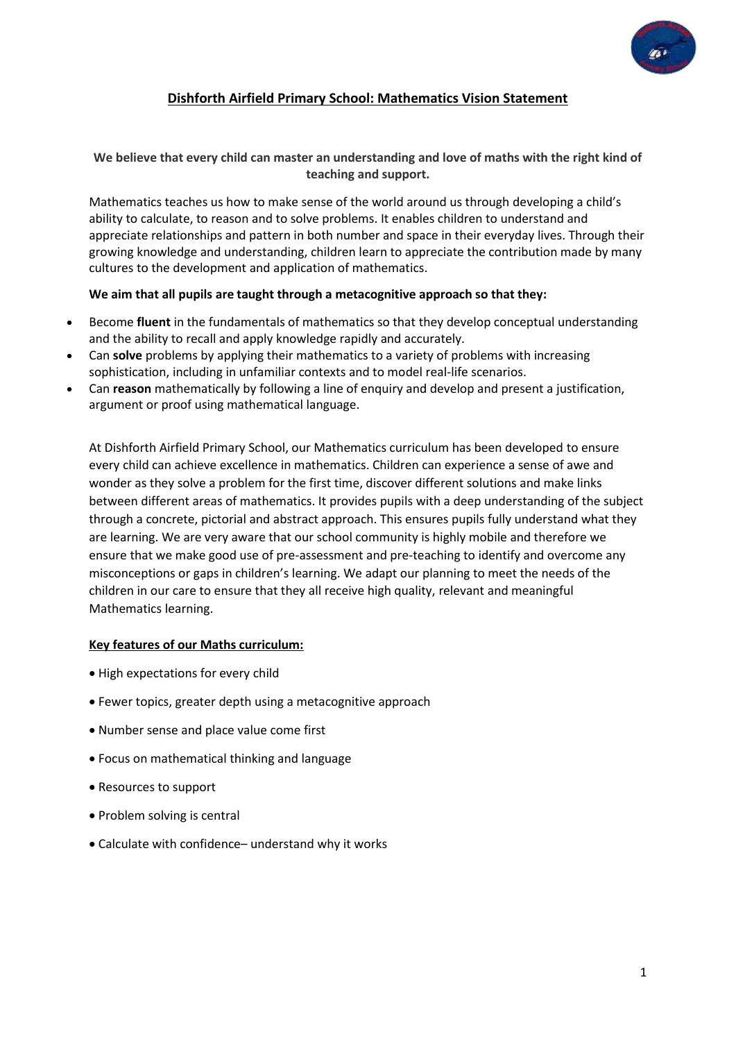# Dishforth Airfield Primary School: Mathematics Vision Statement

**We believe that every child can master an understanding and love of maths with the right kind of teaching and support.**

Mathematics teaches us how to make sense of the world around us through developing a child's ability to calculate, to reason and to solve problems. It enables children to understand and appreciate relationships and pattern in both number and space in their everyday lives. Through their growing knowledge and understanding, children learn to appreciate the contribution made by many cultures to the development and application of mathematics.

**We aim that all pupils are taught through a metacognitive approach so that they:**

- Become **fluent** in the fundamentals of mathematics so that they develop conceptual understanding and the ability to recall and apply knowledge rapidly and accurately.
- Can **solve** problems by applying their mathematics to a variety of problems with increasing sophistication, including in unfamiliar contexts and to model real-life scenarios.
- Can **reason** mathematically by following a line of enquiry and develop and present a justification, argument or proof using mathematical language.

At Dishforth Airfield Primary School, our Mathematics curriculum has been developed to ensure every child can achieve excellence in mathematics. Children can experience a sense of awe and wonder as they solve a problem for the first time, discover different solutions and make links between different areas of mathematics. It provides pupils with a deep understanding of the subject through a concrete, pictorial and abstract approach. This ensures pupils fully understand what they are learning. We are very aware that our school community is highly mobile and therefore we ensure that we make good use of pre-assessment and pre-teaching to identify and overcome any misconceptions or gaps in children's learning. We adapt our planning to meet the needs of the children in our care to ensure that they all receive high quality, relevant and meaningful Mathematics learning.

## Key features of our Maths curriculum:

- High expectations for every child
- Fewer topics, greater depth using a metacognitive approach
- Number sense and place value come first
- Focus on mathematical thinking and language
- Resources to support
- Problem solving is central
- Calculate with confidence– understand why it works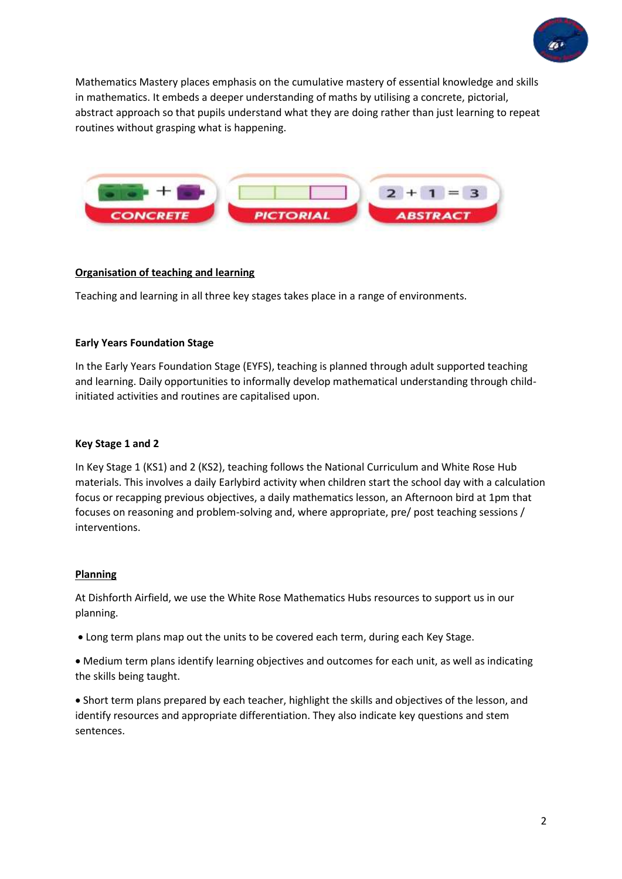Mathematics Mastery places emphasis on the cumulative mastery of essential knowledge and skills in mathematics. It embeds a deeper understanding of maths by utilising a concrete, pictorial, abstract approach so that pupils understand what they are doing rather than just learning to repeat routines without grasping what is happening.

CONCRETE PICTORIAL ABSTRACT

2 + 1 = 3

## Organisation of teaching and learning

Teaching and learning in all three key stages takes place in a range of environments.

### Early Years Foundation Stage

In the Early Years Foundation Stage (EYFS), teaching is planned through adult supported teaching and learning. Daily opportunities to informally develop mathematical understanding through child-initiated activities and routines are capitalised upon.

### Key Stage 1 and 2

In Key Stage 1 (KS1) and 2 (KS2), teaching follows the National Curriculum and White Rose Hub materials. This involves a daily Earlybird activity when children start the school day with a calculation focus or recapping previous objectives, a daily mathematics lesson, an Afternoon bird at 1pm that focuses on reasoning and problem-solving and, where appropriate, pre/ post teaching sessions / interventions.

## Planning

At Dishforth Airfield, we use the White Rose Mathematics Hubs resources to support us in our planning.

- Long term plans map out the units to be covered each term, during each Key Stage.
- Medium term plans identify learning objectives and outcomes for each unit, as well as indicating the skills being taught.
- Short term plans prepared by each teacher, highlight the skills and objectives of the lesson, and identify resources and appropriate differentiation. They also indicate key questions and stem sentences.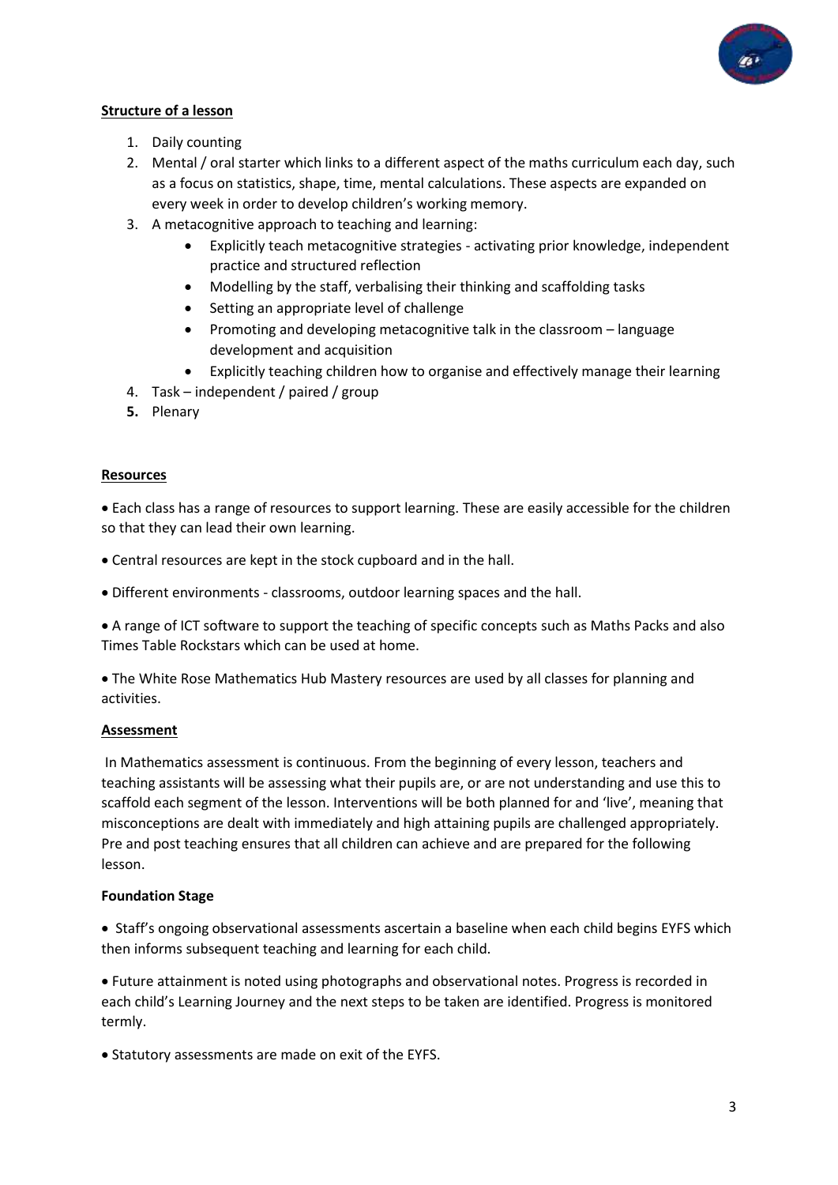## Structure of a lesson

1. Daily counting
2. Mental / oral starter which links to a different aspect of the maths curriculum each day, such as a focus on statistics, shape, time, mental calculations. These aspects are expanded on every week in order to develop children's working memory.
3. A metacognitive approach to teaching and learning:
   - Explicitly teach metacognitive strategies - activating prior knowledge, independent practice and structured reflection
   - Modelling by the staff, verbalising their thinking and scaffolding tasks
   - Setting an appropriate level of challenge
   - Promoting and developing metacognitive talk in the classroom – language development and acquisition
   - Explicitly teaching children how to organise and effectively manage their learning
4. Task – independent / paired / group
5. Plenary

## Resources

- Each class has a range of resources to support learning. These are easily accessible for the children so that they can lead their own learning.
- Central resources are kept in the stock cupboard and in the hall.
- Different environments - classrooms, outdoor learning spaces and the hall.
- A range of ICT software to support the teaching of specific concepts such as Maths Packs and also Times Table Rockstars which can be used at home.
- The White Rose Mathematics Hub Mastery resources are used by all classes for planning and activities.

## Assessment

In Mathematics assessment is continuous. From the beginning of every lesson, teachers and teaching assistants will be assessing what their pupils are, or are not understanding and use this to scaffold each segment of the lesson. Interventions will be both planned for and 'live', meaning that misconceptions are dealt with immediately and high attaining pupils are challenged appropriately. Pre and post teaching ensures that all children can achieve and are prepared for the following lesson.

### Foundation Stage

- Staff's ongoing observational assessments ascertain a baseline when each child begins EYFS which then informs subsequent teaching and learning for each child.
- Future attainment is noted using photographs and observational notes. Progress is recorded in each child's Learning Journey and the next steps to be taken are identified. Progress is monitored termly.
- Statutory assessments are made on exit of the EYFS.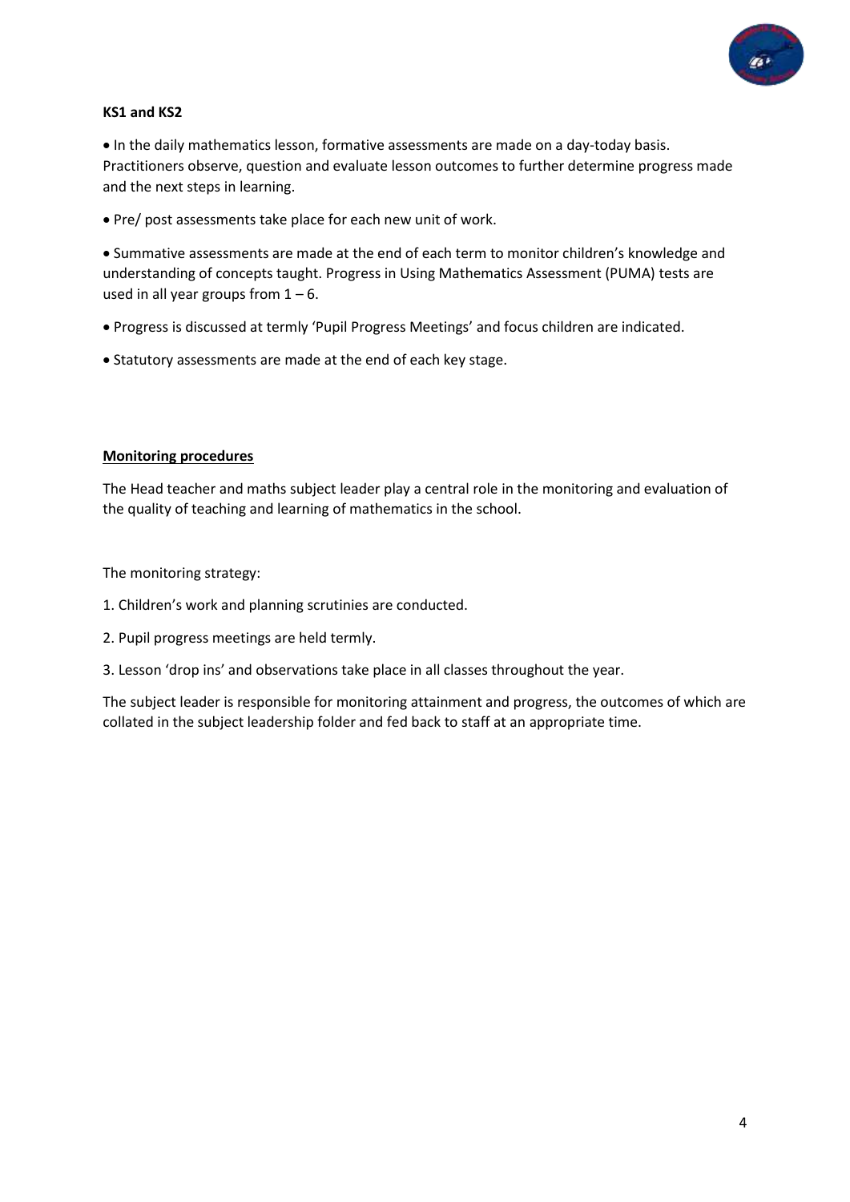**KS1 and KS2**

- In the daily mathematics lesson, formative assessments are made on a day-today basis. Practitioners observe, question and evaluate lesson outcomes to further determine progress made and the next steps in learning.
- Pre/ post assessments take place for each new unit of work.
- Summative assessments are made at the end of each term to monitor children's knowledge and understanding of concepts taught. Progress in Using Mathematics Assessment (PUMA) tests are used in all year groups from 1 – 6.
- Progress is discussed at termly 'Pupil Progress Meetings' and focus children are indicated.
- Statutory assessments are made at the end of each key stage.

**Monitoring procedures**

The Head teacher and maths subject leader play a central role in the monitoring and evaluation of the quality of teaching and learning of mathematics in the school.

The monitoring strategy:

1. Children's work and planning scrutinies are conducted.
2. Pupil progress meetings are held termly.
3. Lesson 'drop ins' and observations take place in all classes throughout the year.

The subject leader is responsible for monitoring attainment and progress, the outcomes of which are collated in the subject leadership folder and fed back to staff at an appropriate time.